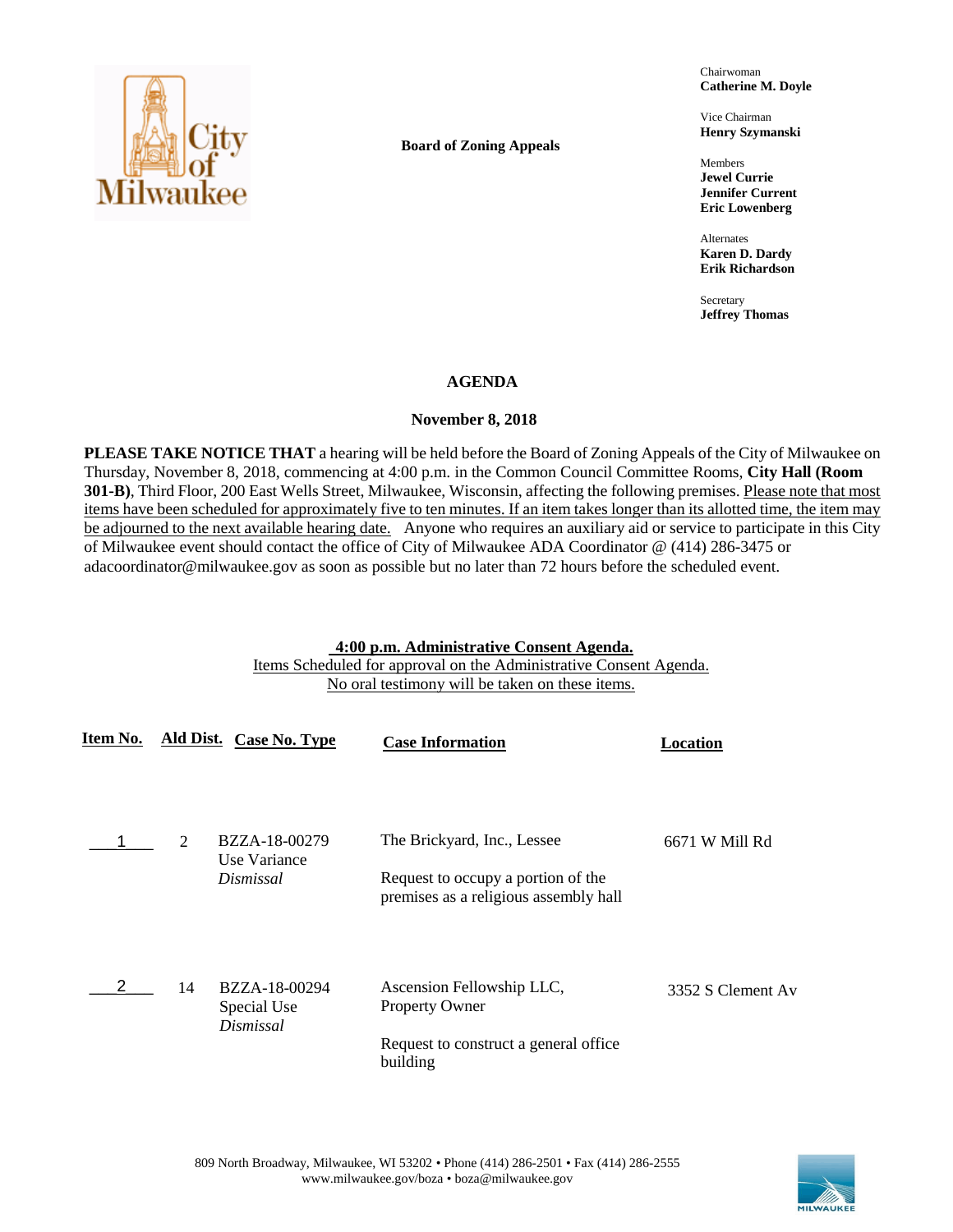**Board of Zoning Appeals**

Chairwoman
**Catherine M. Doyle**

Vice Chairman
**Henry Szymanski**

Members
**Jewel Currie**
**Jennifer Current**
**Eric Lowenberg**

Alternates
**Karen D. Dardy**
**Erik Richardson**

Secretary
**Jeffrey Thomas**

# AGENDA

## November 8, 2018

**PLEASE TAKE NOTICE THAT** a hearing will be held before the Board of Zoning Appeals of the City of Milwaukee on Thursday, November 8, 2018, commencing at 4:00 p.m. in the Common Council Committee Rooms, **City Hall (Room 301-B)**, Third Floor, 200 East Wells Street, Milwaukee, Wisconsin, affecting the following premises. Please note that most items have been scheduled for approximately five to ten minutes. If an item takes longer than its allotted time, the item may be adjourned to the next available hearing date. Anyone who requires an auxiliary aid or service to participate in this City of Milwaukee event should contact the office of City of Milwaukee ADA Coordinator @ (414) 286-3475 or adacoordinator@milwaukee.gov as soon as possible but no later than 72 hours before the scheduled event.

**4:00 p.m. Administrative Consent Agenda.**
Items Scheduled for approval on the Administrative Consent Agenda.
No oral testimony will be taken on these items.

| Item No. | Ald Dist. | Case No. Type | Case Information | Location |
|---|---|---|---|---|
| 1 | 2 | BZZA-18-00279<br>Use Variance<br>*Dismissal* | The Brickyard, Inc., Lessee<br><br>Request to occupy a portion of the premises as a religious assembly hall | 6671 W Mill Rd |
| 2 | 14 | BZZA-18-00294<br>Special Use<br>*Dismissal* | Ascension Fellowship LLC, Property Owner<br><br>Request to construct a general office building | 3352 S Clement Av |

809 North Broadway, Milwaukee, WI 53202 • Phone (414) 286-2501 • Fax (414) 286-2555
www.milwaukee.gov/boza • boza@milwaukee.gov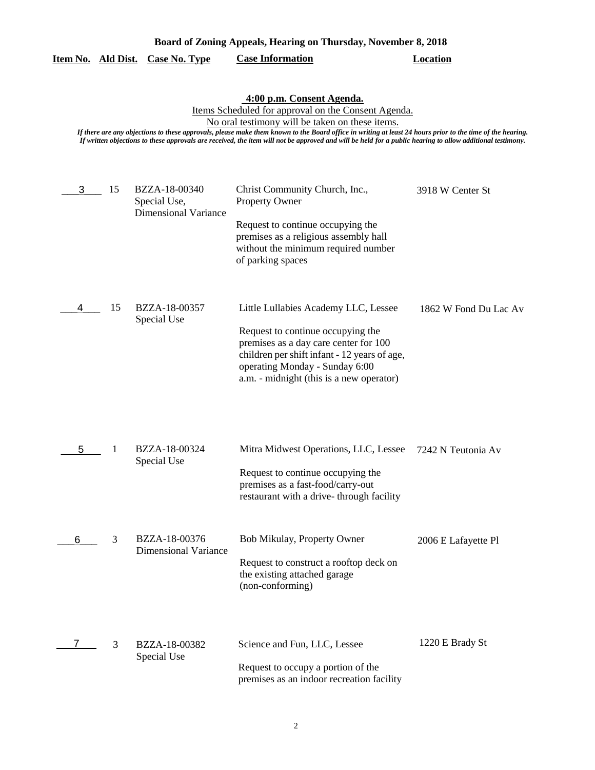**Board of Zoning Appeals, Hearing on Thursday, November 8, 2018**

**4:00 p.m. Consent Agenda.**

Items Scheduled for approval on the Consent Agenda.

No oral testimony will be taken on these items.

*If there are any objections to these approvals, please make them known to the Board office in writing at least 24 hours prior to the time of the hearing. If written objections to these approvals are received, the item will not be approved and will be held for a public hearing to allow additional testimony.*

| Item No. | Ald Dist. | Case No. Type | Case Information | Location |
|---|---|---|---|---|
| 3 | 15 | BZZA-18-00340 Special Use, Dimensional Variance | Christ Community Church, Inc., Property Owner<br><br>Request to continue occupying the premises as a religious assembly hall without the minimum required number of parking spaces | 3918 W Center St |
| 4 | 15 | BZZA-18-00357 Special Use | Little Lullabies Academy LLC, Lessee<br><br>Request to continue occupying the premises as a day care center for 100 children per shift infant - 12 years of age, operating Monday - Sunday 6:00 a.m. - midnight (this is a new operator) | 1862 W Fond Du Lac Av |
| 5 | 1 | BZZA-18-00324 Special Use | Mitra Midwest Operations, LLC, Lessee<br><br>Request to continue occupying the premises as a fast-food/carry-out restaurant with a drive- through facility | 7242 N Teutonia Av |
| 6 | 3 | BZZA-18-00376 Dimensional Variance | Bob Mikulay, Property Owner<br><br>Request to construct a rooftop deck on the existing attached garage (non-conforming) | 2006 E Lafayette Pl |
| 7 | 3 | BZZA-18-00382 Special Use | Science and Fun, LLC, Lessee<br><br>Request to occupy a portion of the premises as an indoor recreation facility | 1220 E Brady St |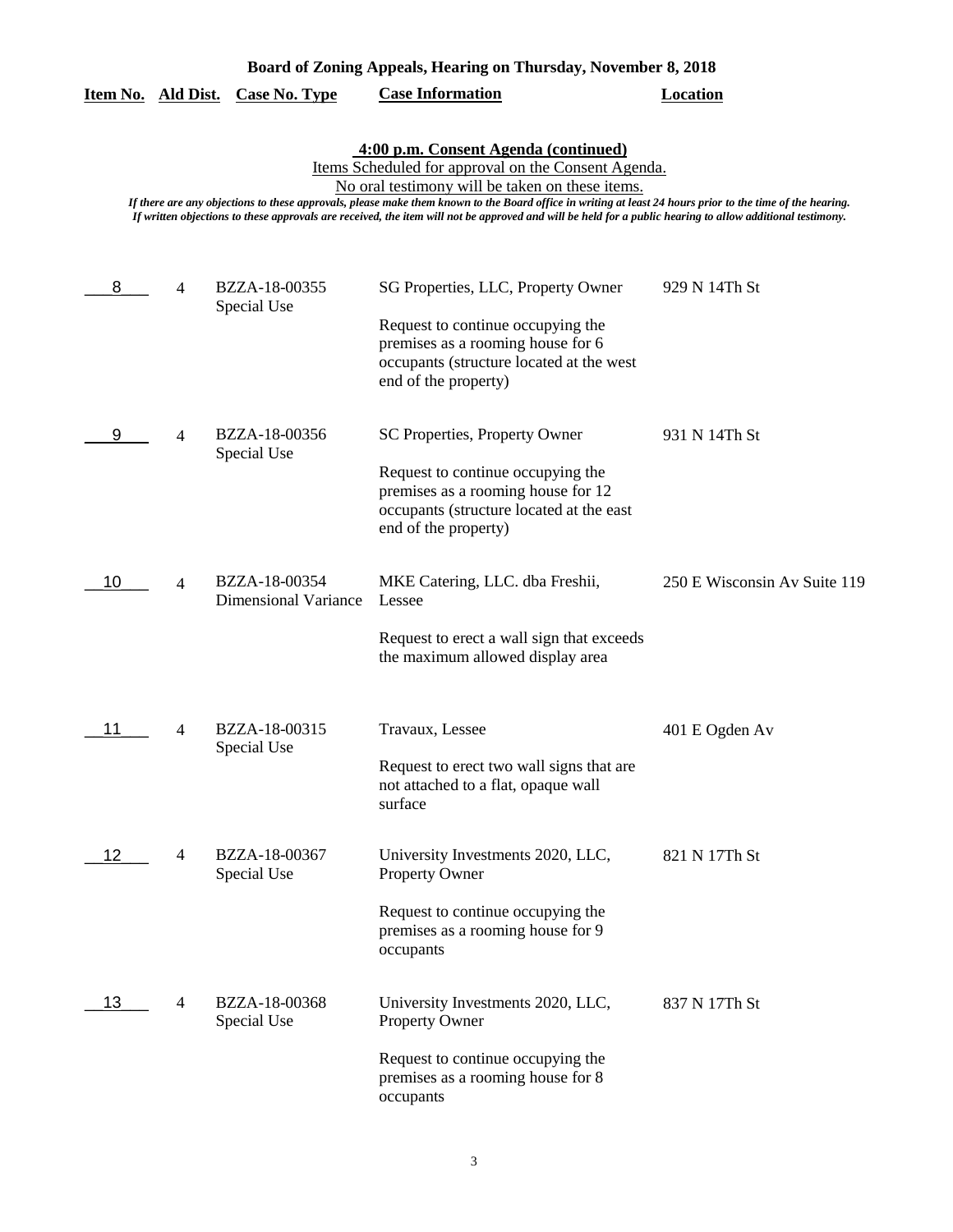**Board of Zoning Appeals, Hearing on Thursday, November 8, 2018**

**4:00 p.m. Consent Agenda (continued)**

Items Scheduled for approval on the Consent Agenda.

No oral testimony will be taken on these items.

*If there are any objections to these approvals, please make them known to the Board office in writing at least 24 hours prior to the time of the hearing.*
*If written objections to these approvals are received, the item will not be approved and will be held for a public hearing to allow additional testimony.*

| Item No. | Ald Dist. | Case No. Type | Case Information | Location |
|---|---|---|---|---|
| 8 | 4 | BZZA-18-00355 Special Use | SG Properties, LLC, Property Owner<br><br>Request to continue occupying the premises as a rooming house for 6 occupants (structure located at the west end of the property) | 929 N 14Th St |
| 9 | 4 | BZZA-18-00356 Special Use | SC Properties, Property Owner<br><br>Request to continue occupying the premises as a rooming house for 12 occupants (structure located at the east end of the property) | 931 N 14Th St |
| 10 | 4 | BZZA-18-00354 Dimensional Variance | MKE Catering, LLC. dba Freshii, Lessee<br><br>Request to erect a wall sign that exceeds the maximum allowed display area | 250 E Wisconsin Av Suite 119 |
| 11 | 4 | BZZA-18-00315 Special Use | Travaux, Lessee<br><br>Request to erect two wall signs that are not attached to a flat, opaque wall surface | 401 E Ogden Av |
| 12 | 4 | BZZA-18-00367 Special Use | University Investments 2020, LLC, Property Owner<br><br>Request to continue occupying the premises as a rooming house for 9 occupants | 821 N 17Th St |
| 13 | 4 | BZZA-18-00368 Special Use | University Investments 2020, LLC, Property Owner<br><br>Request to continue occupying the premises as a rooming house for 8 occupants | 837 N 17Th St |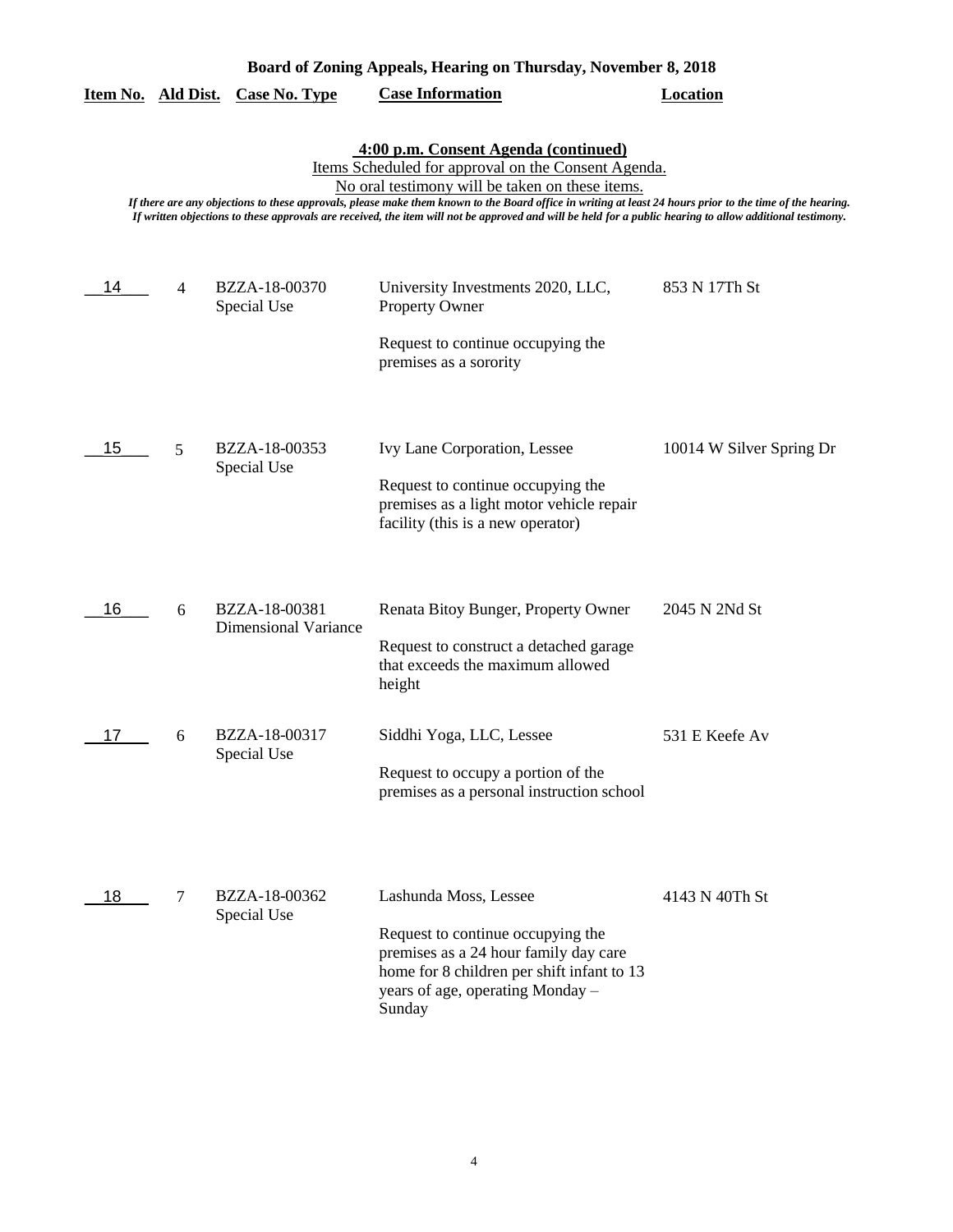**Board of Zoning Appeals, Hearing on Thursday, November 8, 2018**

| Item No. | Ald Dist. | Case No. Type | Case Information | Location |
|---|---|---|---|---|

**4:00 p.m. Consent Agenda (continued)**

Items Scheduled for approval on the Consent Agenda.

No oral testimony will be taken on these items.

*If there are any objections to these approvals, please make them known to the Board office in writing at least 24 hours prior to the time of the hearing. If written objections to these approvals are received, the item will not be approved and will be held for a public hearing to allow additional testimony.*

| Item No. | Ald Dist. | Case No. Type | Case Information | Location |
|---|---|---|---|---|
| 14 | 4 | BZZA-18-00370 Special Use | University Investments 2020, LLC, Property Owner<br><br>Request to continue occupying the premises as a sorority | 853 N 17Th St |
| 15 | 5 | BZZA-18-00353 Special Use | Ivy Lane Corporation, Lessee<br><br>Request to continue occupying the premises as a light motor vehicle repair facility (this is a new operator) | 10014 W Silver Spring Dr |
| 16 | 6 | BZZA-18-00381 Dimensional Variance | Renata Bitoy Bunger, Property Owner<br><br>Request to construct a detached garage that exceeds the maximum allowed height | 2045 N 2Nd St |
| 17 | 6 | BZZA-18-00317 Special Use | Siddhi Yoga, LLC, Lessee<br><br>Request to occupy a portion of the premises as a personal instruction school | 531 E Keefe Av |
| 18 | 7 | BZZA-18-00362 Special Use | Lashunda Moss, Lessee<br><br>Request to continue occupying the premises as a 24 hour family day care home for 8 children per shift infant to 13 years of age, operating Monday – Sunday | 4143 N 40Th St |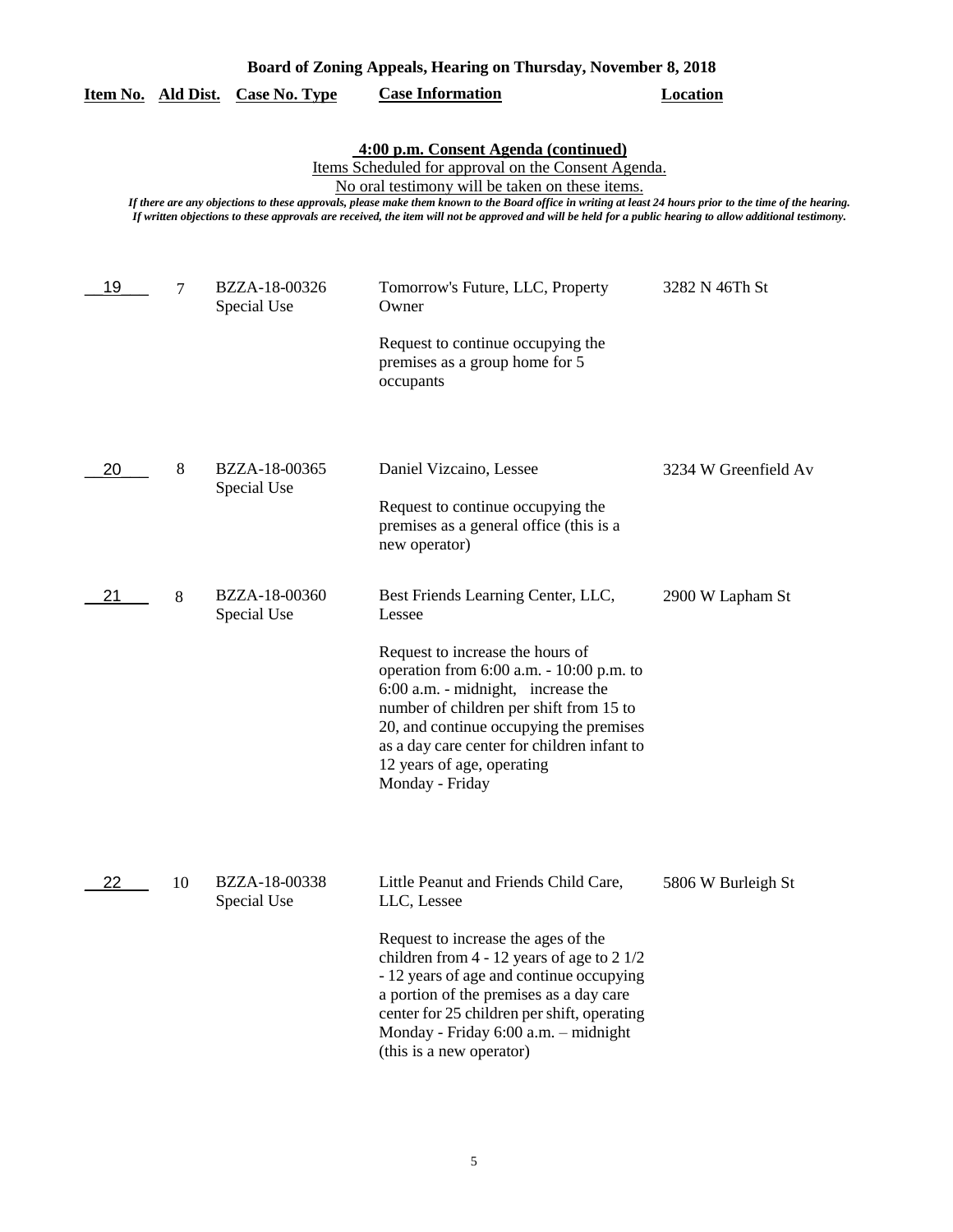**Board of Zoning Appeals, Hearing on Thursday, November 8, 2018**

**4:00 p.m. Consent Agenda (continued)**

Items Scheduled for approval on the Consent Agenda.

No oral testimony will be taken on these items.

*If there are any objections to these approvals, please make them known to the Board office in writing at least 24 hours prior to the time of the hearing. If written objections to these approvals are received, the item will not be approved and will be held for a public hearing to allow additional testimony.*

| Item No. | Ald Dist. | Case No. Type | Case Information | Location |
|---|---|---|---|---|
| 19 | 7 | BZZA-18-00326 Special Use | Tomorrow's Future, LLC, Property Owner<br><br>Request to continue occupying the premises as a group home for 5 occupants | 3282 N 46Th St |
| 20 | 8 | BZZA-18-00365 Special Use | Daniel Vizcaino, Lessee<br><br>Request to continue occupying the premises as a general office (this is a new operator) | 3234 W Greenfield Av |
| 21 | 8 | BZZA-18-00360 Special Use | Best Friends Learning Center, LLC, Lessee<br><br>Request to increase the hours of operation from 6:00 a.m. - 10:00 p.m. to 6:00 a.m. - midnight, increase the number of children per shift from 15 to 20, and continue occupying the premises as a day care center for children infant to 12 years of age, operating Monday - Friday | 2900 W Lapham St |
| 22 | 10 | BZZA-18-00338 Special Use | Little Peanut and Friends Child Care, LLC, Lessee<br><br>Request to increase the ages of the children from 4 - 12 years of age to 2 1/2 - 12 years of age and continue occupying a portion of the premises as a day care center for 25 children per shift, operating Monday - Friday 6:00 a.m. – midnight (this is a new operator) | 5806 W Burleigh St |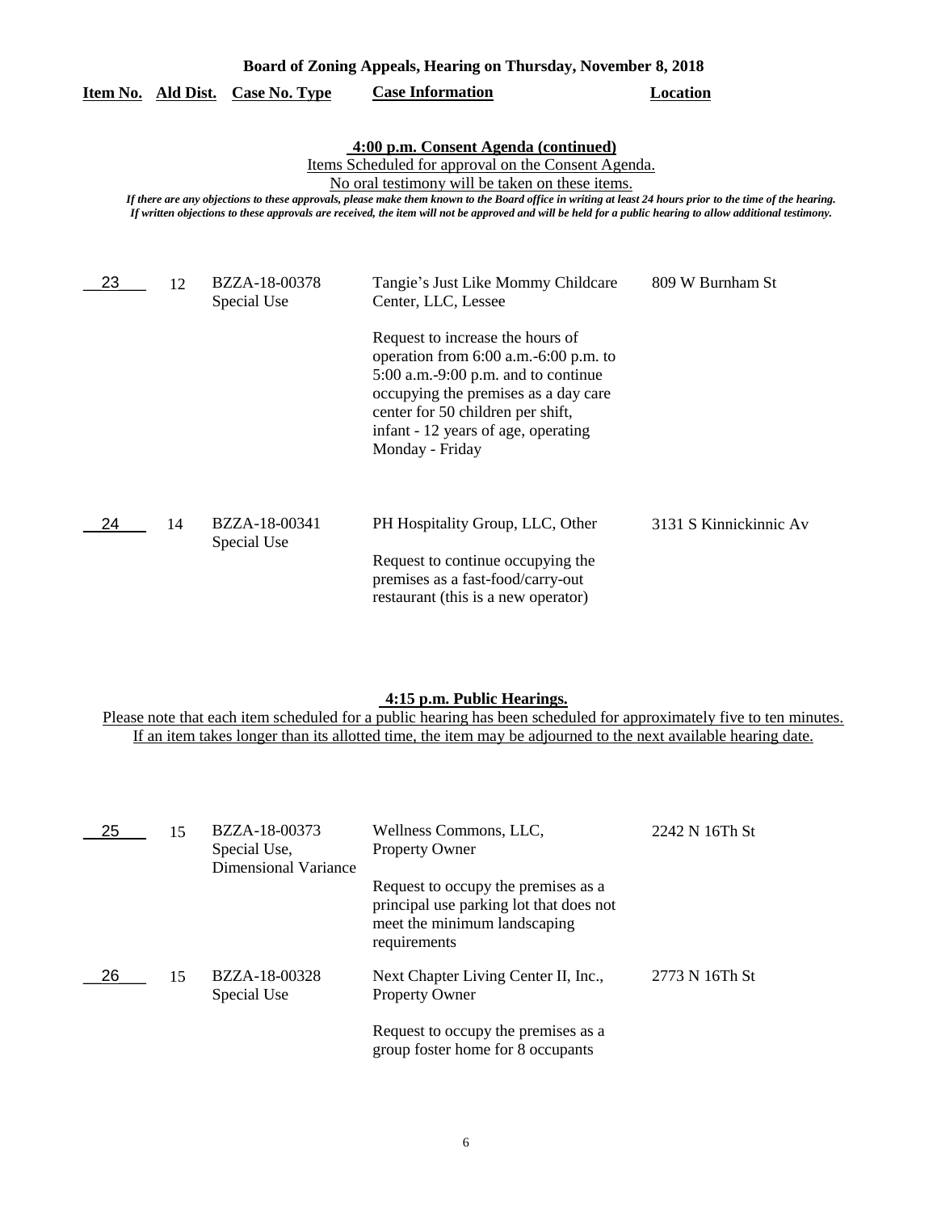**Board of Zoning Appeals, Hearing on Thursday, November 8, 2018**

**4:00 p.m. Consent Agenda (continued)**

Items Scheduled for approval on the Consent Agenda.

No oral testimony will be taken on these items.

*If there are any objections to these approvals, please make them known to the Board office in writing at least 24 hours prior to the time of the hearing. If written objections to these approvals are received, the item will not be approved and will be held for a public hearing to allow additional testimony.*

| Item No. | Ald Dist. | Case No. Type | Case Information | Location |
|---|---|---|---|---|
| 23 | 12 | BZZA-18-00378 Special Use | Tangie's Just Like Mommy Childcare Center, LLC, Lessee<br><br>Request to increase the hours of operation from 6:00 a.m.-6:00 p.m. to 5:00 a.m.-9:00 p.m. and to continue occupying the premises as a day care center for 50 children per shift, infant - 12 years of age, operating Monday - Friday | 809 W Burnham St |
| 24 | 14 | BZZA-18-00341 Special Use | PH Hospitality Group, LLC, Other<br><br>Request to continue occupying the premises as a fast-food/carry-out restaurant (this is a new operator) | 3131 S Kinnickinnic Av |

**4:15 p.m. Public Hearings.**

Please note that each item scheduled for a public hearing has been scheduled for approximately five to ten minutes. If an item takes longer than its allotted time, the item may be adjourned to the next available hearing date.

| Item No. | Ald Dist. | Case No. Type | Case Information | Location |
|---|---|---|---|---|
| 25 | 15 | BZZA-18-00373 Special Use, Dimensional Variance | Wellness Commons, LLC, Property Owner<br><br>Request to occupy the premises as a principal use parking lot that does not meet the minimum landscaping requirements | 2242 N 16Th St |
| 26 | 15 | BZZA-18-00328 Special Use | Next Chapter Living Center II, Inc., Property Owner<br><br>Request to occupy the premises as a group foster home for 8 occupants | 2773 N 16Th St |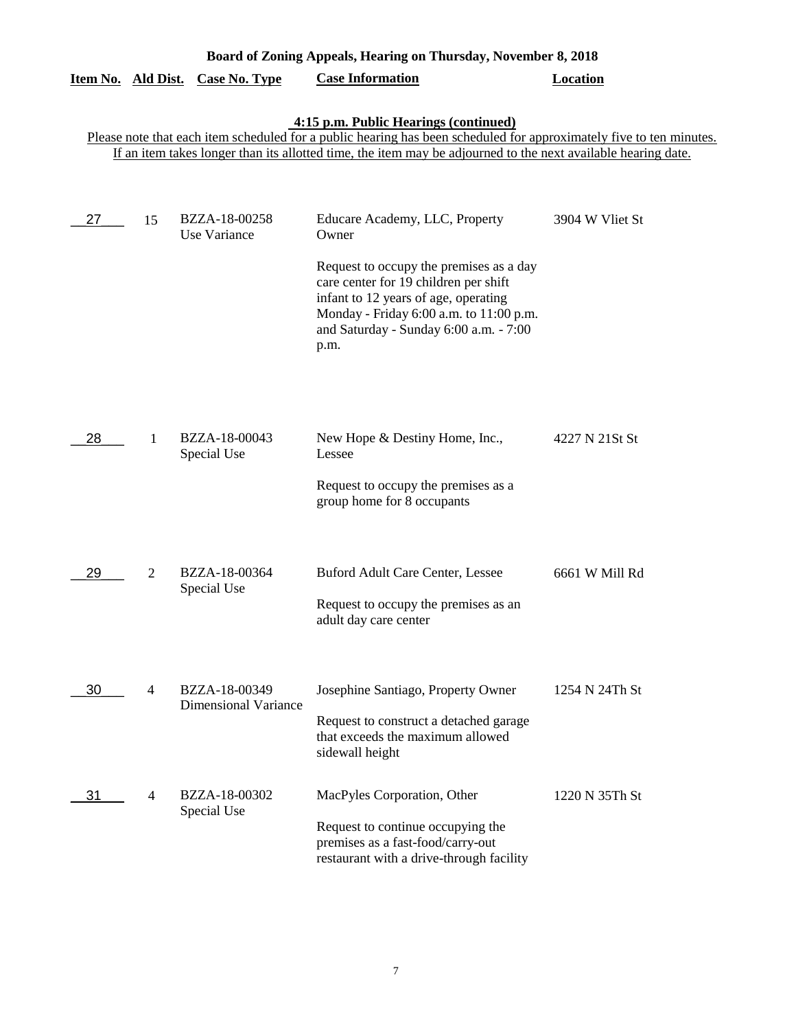# Board of Zoning Appeals, Hearing on Thursday, November 8, 2018

## 4:15 p.m. Public Hearings (continued)

Please note that each item scheduled for a public hearing has been scheduled for approximately five to ten minutes. If an item takes longer than its allotted time, the item may be adjourned to the next available hearing date.

| Item No. | Ald Dist. | Case No. Type | Case Information | Location |
|---|---|---|---|---|
| 27 | 15 | BZZA-18-00258 Use Variance | Educare Academy, LLC, Property Owner<br><br>Request to occupy the premises as a day care center for 19 children per shift infant to 12 years of age, operating Monday - Friday 6:00 a.m. to 11:00 p.m. and Saturday - Sunday 6:00 a.m. - 7:00 p.m. | 3904 W Vliet St |
| 28 | 1 | BZZA-18-00043 Special Use | New Hope & Destiny Home, Inc., Lessee<br><br>Request to occupy the premises as a group home for 8 occupants | 4227 N 21St St |
| 29 | 2 | BZZA-18-00364 Special Use | Buford Adult Care Center, Lessee<br><br>Request to occupy the premises as an adult day care center | 6661 W Mill Rd |
| 30 | 4 | BZZA-18-00349 Dimensional Variance | Josephine Santiago, Property Owner<br><br>Request to construct a detached garage that exceeds the maximum allowed sidewall height | 1254 N 24Th St |
| 31 | 4 | BZZA-18-00302 Special Use | MacPyles Corporation, Other<br><br>Request to continue occupying the premises as a fast-food/carry-out restaurant with a drive-through facility | 1220 N 35Th St |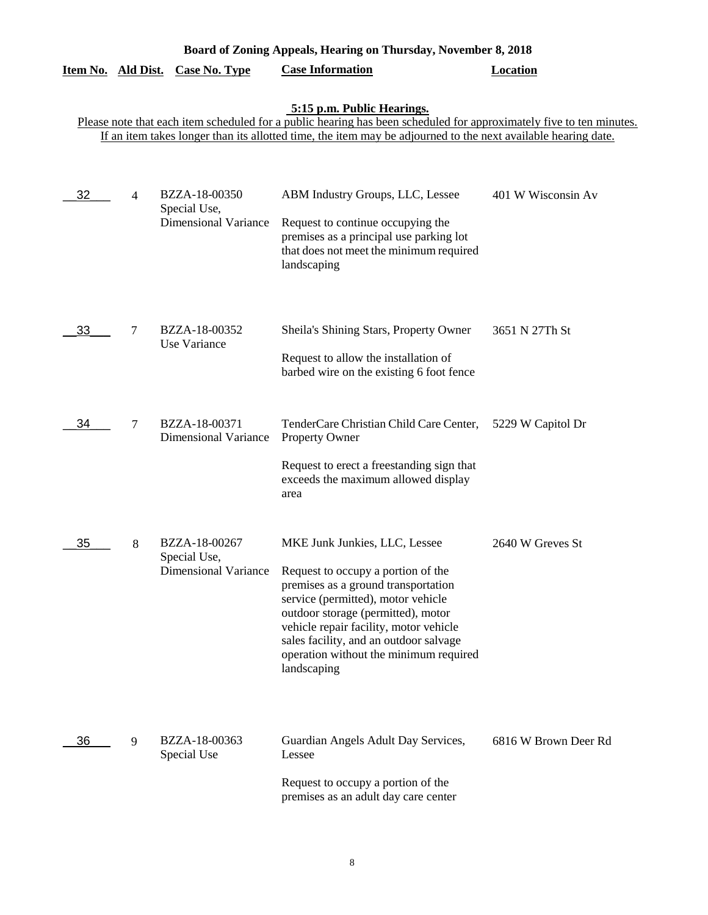## Board of Zoning Appeals, Hearing on Thursday, November 8, 2018

### 5:15 p.m. Public Hearings.

Please note that each item scheduled for a public hearing has been scheduled for approximately five to ten minutes. If an item takes longer than its allotted time, the item may be adjourned to the next available hearing date.

| Item No. | Ald Dist. | Case No. Type | Case Information | Location |
|---|---|---|---|---|
| 32 | 4 | BZZA-18-00350 Special Use, Dimensional Variance | ABM Industry Groups, LLC, Lessee<br><br>Request to continue occupying the premises as a principal use parking lot that does not meet the minimum required landscaping | 401 W Wisconsin Av |
| 33 | 7 | BZZA-18-00352 Use Variance | Sheila's Shining Stars, Property Owner<br><br>Request to allow the installation of barbed wire on the existing 6 foot fence | 3651 N 27Th St |
| 34 | 7 | BZZA-18-00371 Dimensional Variance | TenderCare Christian Child Care Center, Property Owner<br><br>Request to erect a freestanding sign that exceeds the maximum allowed display area | 5229 W Capitol Dr |
| 35 | 8 | BZZA-18-00267 Special Use, Dimensional Variance | MKE Junk Junkies, LLC, Lessee<br><br>Request to occupy a portion of the premises as a ground transportation service (permitted), motor vehicle outdoor storage (permitted), motor vehicle repair facility, motor vehicle sales facility, and an outdoor salvage operation without the minimum required landscaping | 2640 W Greves St |
| 36 | 9 | BZZA-18-00363 Special Use | Guardian Angels Adult Day Services, Lessee<br><br>Request to occupy a portion of the premises as an adult day care center | 6816 W Brown Deer Rd |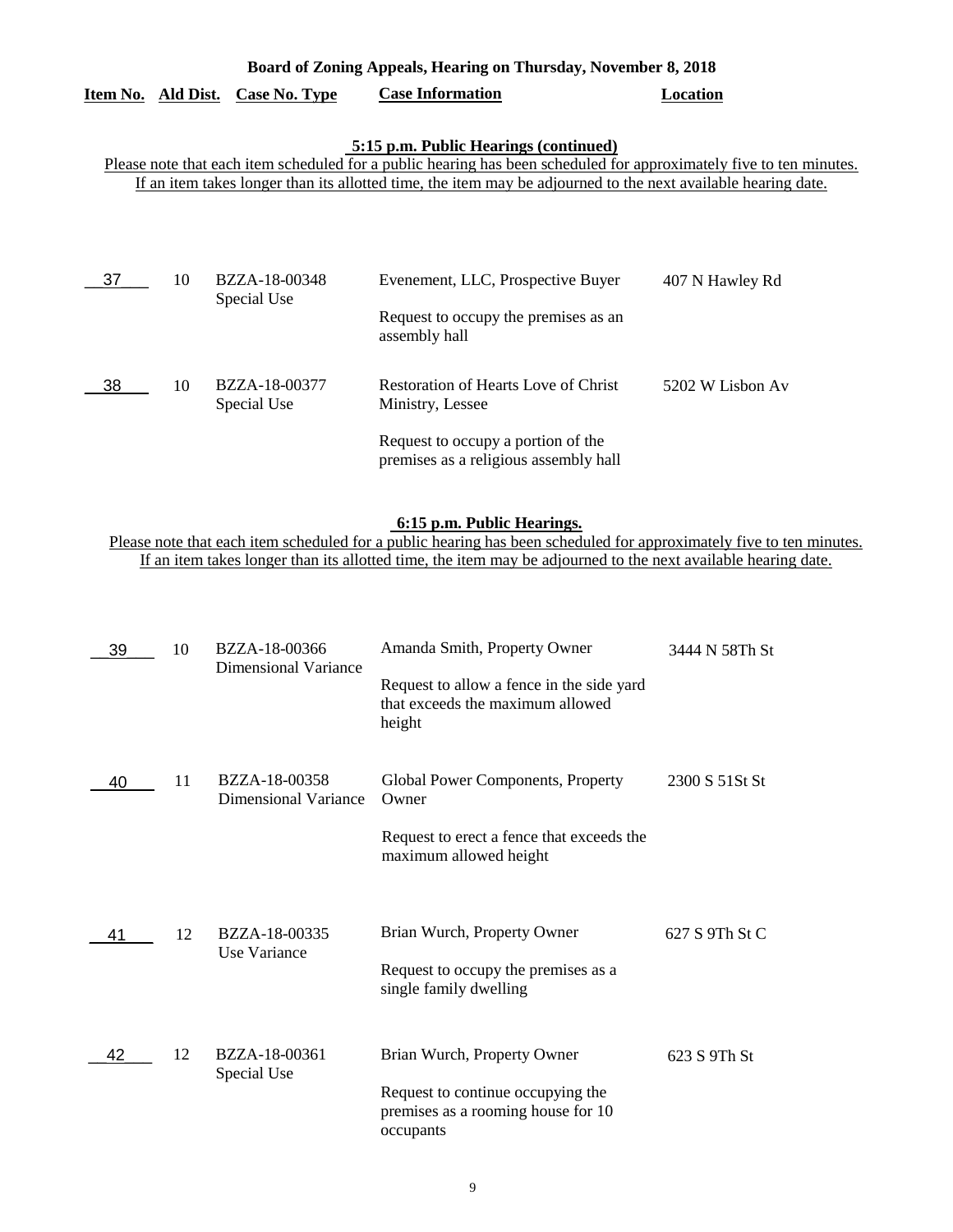**Board of Zoning Appeals, Hearing on Thursday, November 8, 2018**

| Item No. | Ald Dist. | Case No. Type | Case Information | Location |
|---|---|---|---|---|

**5:15 p.m. Public Hearings (continued)**

Please note that each item scheduled for a public hearing has been scheduled for approximately five to ten minutes. If an item takes longer than its allotted time, the item may be adjourned to the next available hearing date.

| Item No. | Ald Dist. | Case No. Type | Case Information | Location |
|---|---|---|---|---|
| 37 | 10 | BZZA-18-00348 Special Use | Evenement, LLC, Prospective Buyer<br><br>Request to occupy the premises as an assembly hall | 407 N Hawley Rd |
| 38 | 10 | BZZA-18-00377 Special Use | Restoration of Hearts Love of Christ Ministry, Lessee<br><br>Request to occupy a portion of the premises as a religious assembly hall | 5202 W Lisbon Av |

**6:15 p.m. Public Hearings.**

Please note that each item scheduled for a public hearing has been scheduled for approximately five to ten minutes. If an item takes longer than its allotted time, the item may be adjourned to the next available hearing date.

| Item No. | Ald Dist. | Case No. Type | Case Information | Location |
|---|---|---|---|---|
| 39 | 10 | BZZA-18-00366 Dimensional Variance | Amanda Smith, Property Owner<br><br>Request to allow a fence in the side yard that exceeds the maximum allowed height | 3444 N 58Th St |
| 40 | 11 | BZZA-18-00358 Dimensional Variance | Global Power Components, Property Owner<br><br>Request to erect a fence that exceeds the maximum allowed height | 2300 S 51St St |
| 41 | 12 | BZZA-18-00335 Use Variance | Brian Wurch, Property Owner<br><br>Request to occupy the premises as a single family dwelling | 627 S 9Th St C |
| 42 | 12 | BZZA-18-00361 Special Use | Brian Wurch, Property Owner<br><br>Request to continue occupying the premises as a rooming house for 10 occupants | 623 S 9Th St |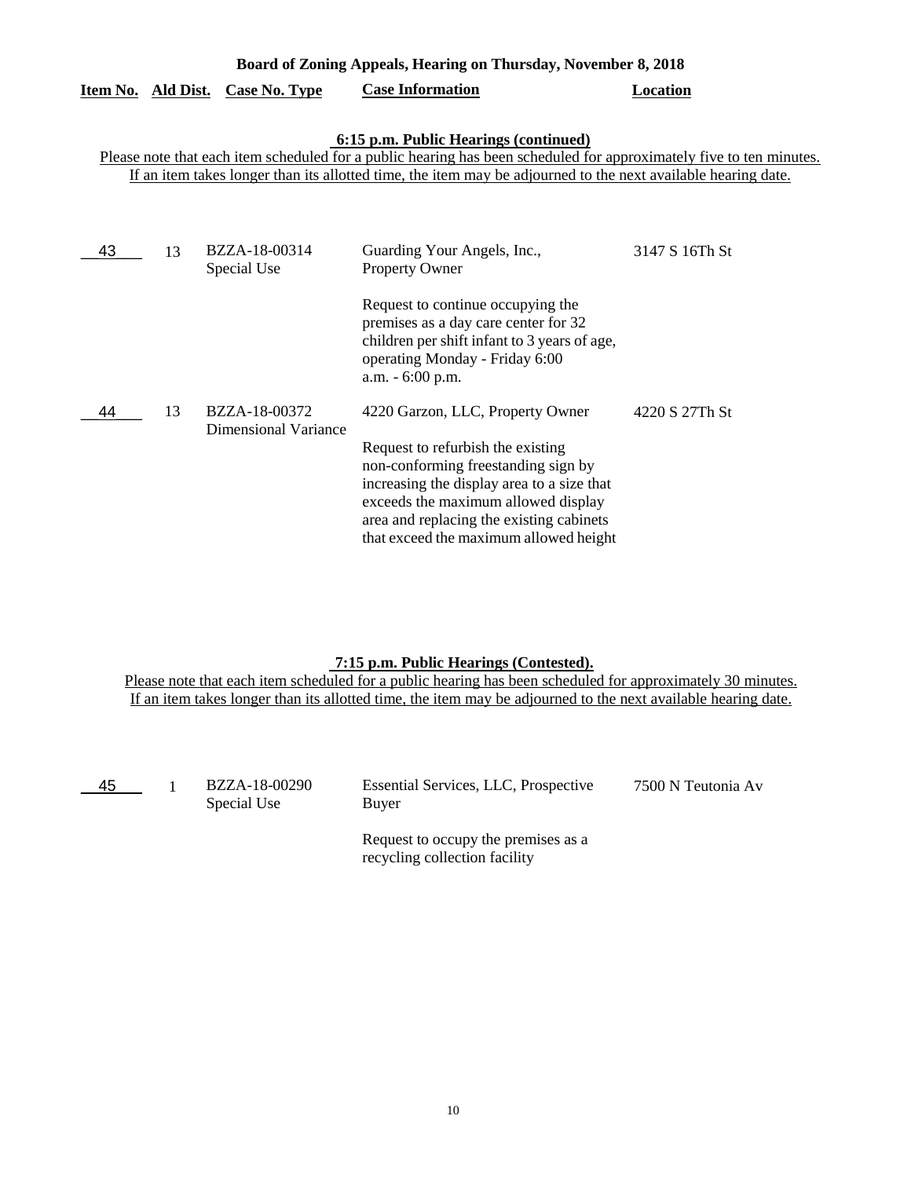**Board of Zoning Appeals, Hearing on Thursday, November 8, 2018**

**6:15 p.m. Public Hearings (continued)**

Please note that each item scheduled for a public hearing has been scheduled for approximately five to ten minutes. If an item takes longer than its allotted time, the item may be adjourned to the next available hearing date.

| Item No. | Ald Dist. | Case No. Type | Case Information | Location |
|---|---|---|---|---|
| 43 | 13 | BZZA-18-00314 Special Use | Guarding Your Angels, Inc., Property Owner<br><br>Request to continue occupying the premises as a day care center for 32 children per shift infant to 3 years of age, operating Monday - Friday 6:00 a.m. - 6:00 p.m. | 3147 S 16Th St |
| 44 | 13 | BZZA-18-00372 Dimensional Variance | 4220 Garzon, LLC, Property Owner<br><br>Request to refurbish the existing non-conforming freestanding sign by increasing the display area to a size that exceeds the maximum allowed display area and replacing the existing cabinets that exceed the maximum allowed height | 4220 S 27Th St |

**7:15 p.m. Public Hearings (Contested).**

Please note that each item scheduled for a public hearing has been scheduled for approximately 30 minutes. If an item takes longer than its allotted time, the item may be adjourned to the next available hearing date.

| Item No. | Ald Dist. | Case No. Type | Case Information | Location |
|---|---|---|---|---|
| 45 | 1 | BZZA-18-00290 Special Use | Essential Services, LLC, Prospective Buyer<br><br>Request to occupy the premises as a recycling collection facility | 7500 N Teutonia Av |